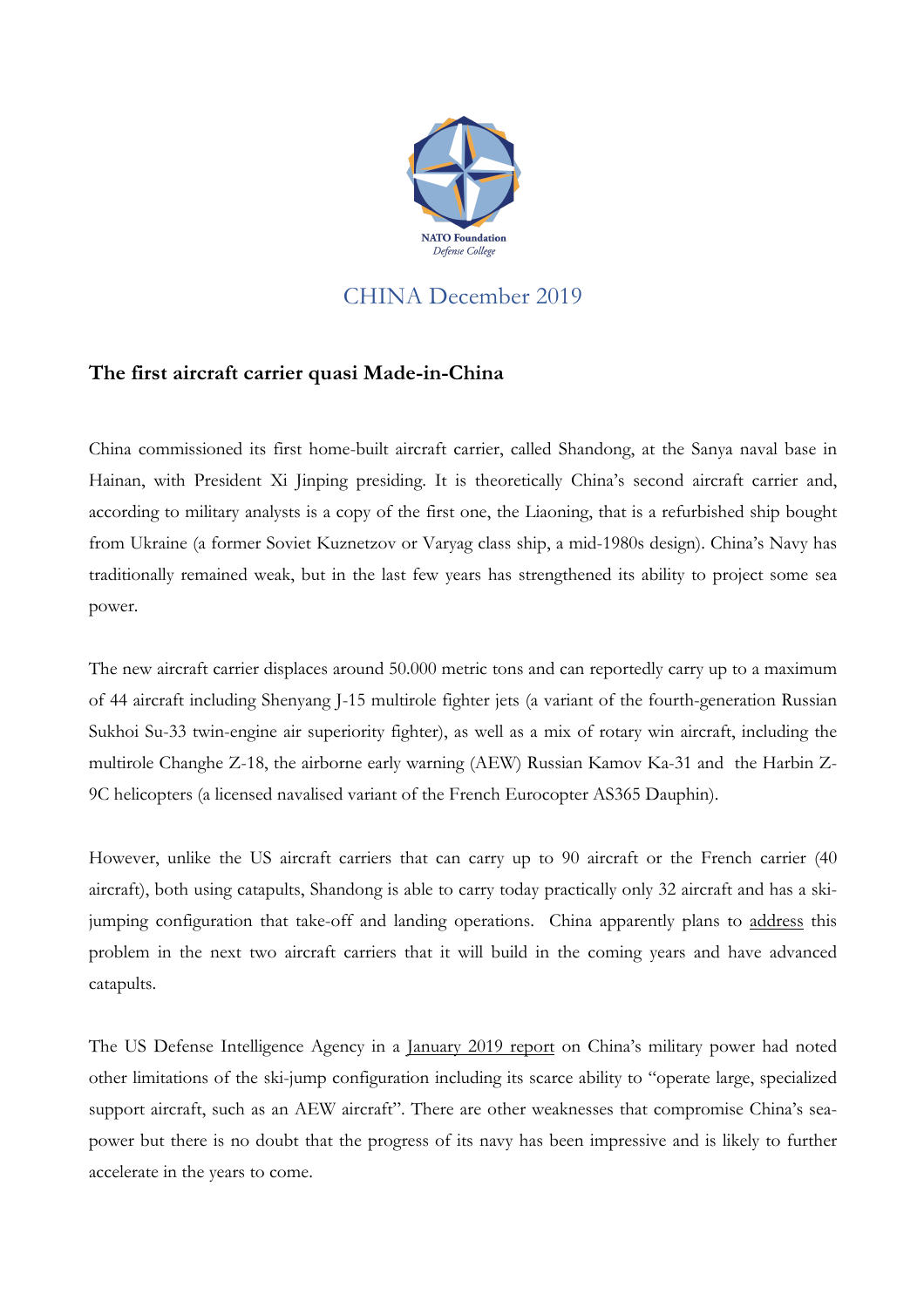NATO Foundation
*Defense College*

## CHINA December 2019

### The first aircraft carrier quasi Made-in-China

China commissioned its first home-built aircraft carrier, called Shandong, at the Sanya naval base in Hainan, with President Xi Jinping presiding. It is theoretically China's second aircraft carrier and, according to military analysts is a copy of the first one, the Liaoning, that is a refurbished ship bought from Ukraine (a former Soviet Kuznetzov or Varyag class ship, a mid-1980s design). China's Navy has traditionally remained weak, but in the last few years has strengthened its ability to project some sea power.

The new aircraft carrier displaces around 50.000 metric tons and can reportedly carry up to a maximum of 44 aircraft including Shenyang J-15 multirole fighter jets (a variant of the fourth-generation Russian Sukhoi Su-33 twin-engine air superiority fighter), as well as a mix of rotary win aircraft, including the multirole Changhe Z-18, the airborne early warning (AEW) Russian Kamov Ka-31 and the Harbin Z-9C helicopters (a licensed navalised variant of the French Eurocopter AS365 Dauphin).

However, unlike the US aircraft carriers that can carry up to 90 aircraft or the French carrier (40 aircraft), both using catapults, Shandong is able to carry today practically only 32 aircraft and has a ski-jumping configuration that take-off and landing operations. China apparently plans to address this problem in the next two aircraft carriers that it will build in the coming years and have advanced catapults.

The US Defense Intelligence Agency in a January 2019 report on China's military power had noted other limitations of the ski-jump configuration including its scarce ability to "operate large, specialized support aircraft, such as an AEW aircraft". There are other weaknesses that compromise China's sea-power but there is no doubt that the progress of its navy has been impressive and is likely to further accelerate in the years to come.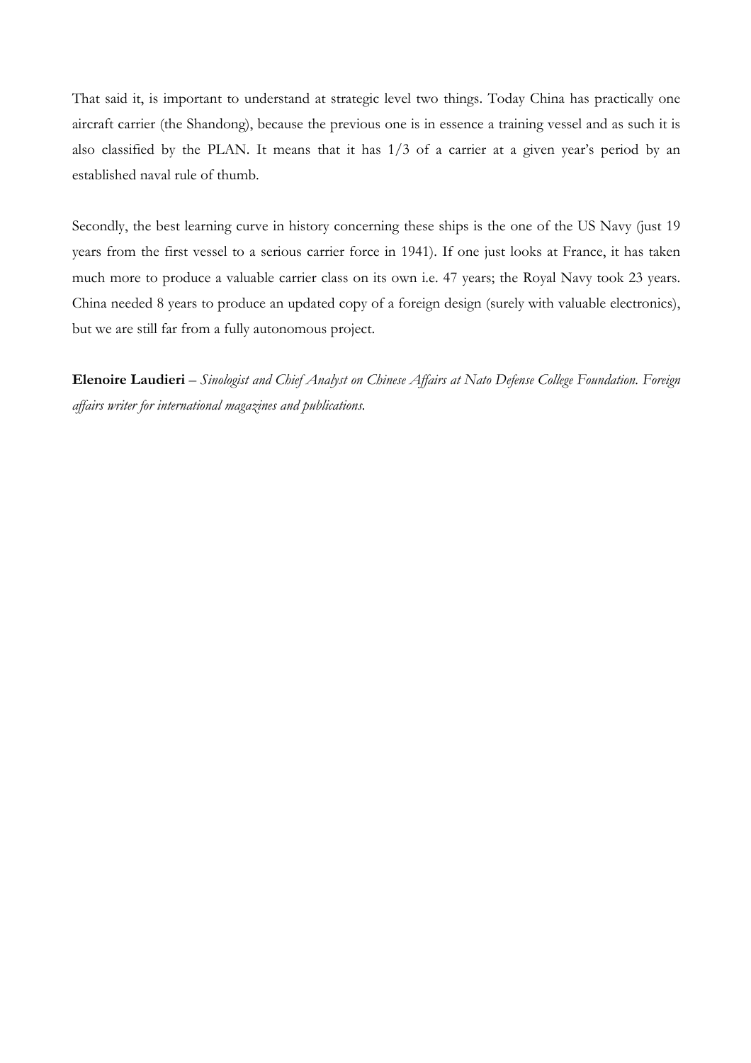That said it, is important to understand at strategic level two things. Today China has practically one aircraft carrier (the Shandong), because the previous one is in essence a training vessel and as such it is also classified by the PLAN. It means that it has 1/3 of a carrier at a given year's period by an established naval rule of thumb.

Secondly, the best learning curve in history concerning these ships is the one of the US Navy (just 19 years from the first vessel to a serious carrier force in 1941). If one just looks at France, it has taken much more to produce a valuable carrier class on its own i.e. 47 years; the Royal Navy took 23 years. China needed 8 years to produce an updated copy of a foreign design (surely with valuable electronics), but we are still far from a fully autonomous project.

**Elenoire Laudieri** – *Sinologist and Chief Analyst on Chinese Affairs at Nato Defense College Foundation. Foreign affairs writer for international magazines and publications.*